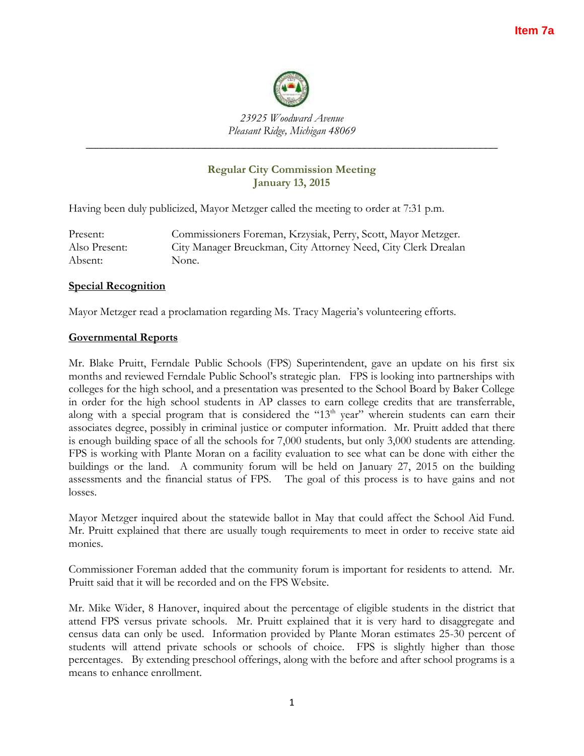Item 7a

*23925 Woodward Avenue*
*Pleasant Ridge, Michigan 48069*

---

## Regular City Commission Meeting
## January 13, 2015

Having been duly publicized, Mayor Metzger called the meeting to order at 7:31 p.m.

| | |
|---|---|
| Present: | Commissioners Foreman, Krzysiak, Perry, Scott, Mayor Metzger. |
| Also Present: | City Manager Breuckman, City Attorney Need, City Clerk Drealan |
| Absent: | None. |

**Special Recognition**

Mayor Metzger read a proclamation regarding Ms. Tracy Mageria's volunteering efforts.

**Governmental Reports**

Mr. Blake Pruitt, Ferndale Public Schools (FPS) Superintendent, gave an update on his first six months and reviewed Ferndale Public School's strategic plan. FPS is looking into partnerships with colleges for the high school, and a presentation was presented to the School Board by Baker College in order for the high school students in AP classes to earn college credits that are transferrable, along with a special program that is considered the "13th year" wherein students can earn their associates degree, possibly in criminal justice or computer information. Mr. Pruitt added that there is enough building space of all the schools for 7,000 students, but only 3,000 students are attending. FPS is working with Plante Moran on a facility evaluation to see what can be done with either the buildings or the land. A community forum will be held on January 27, 2015 on the building assessments and the financial status of FPS. The goal of this process is to have gains and not losses.

Mayor Metzger inquired about the statewide ballot in May that could affect the School Aid Fund. Mr. Pruitt explained that there are usually tough requirements to meet in order to receive state aid monies.

Commissioner Foreman added that the community forum is important for residents to attend. Mr. Pruitt said that it will be recorded and on the FPS Website.

Mr. Mike Wider, 8 Hanover, inquired about the percentage of eligible students in the district that attend FPS versus private schools. Mr. Pruitt explained that it is very hard to disaggregate and census data can only be used. Information provided by Plante Moran estimates 25-30 percent of students will attend private schools or schools of choice. FPS is slightly higher than those percentages. By extending preschool offerings, along with the before and after school programs is a means to enhance enrollment.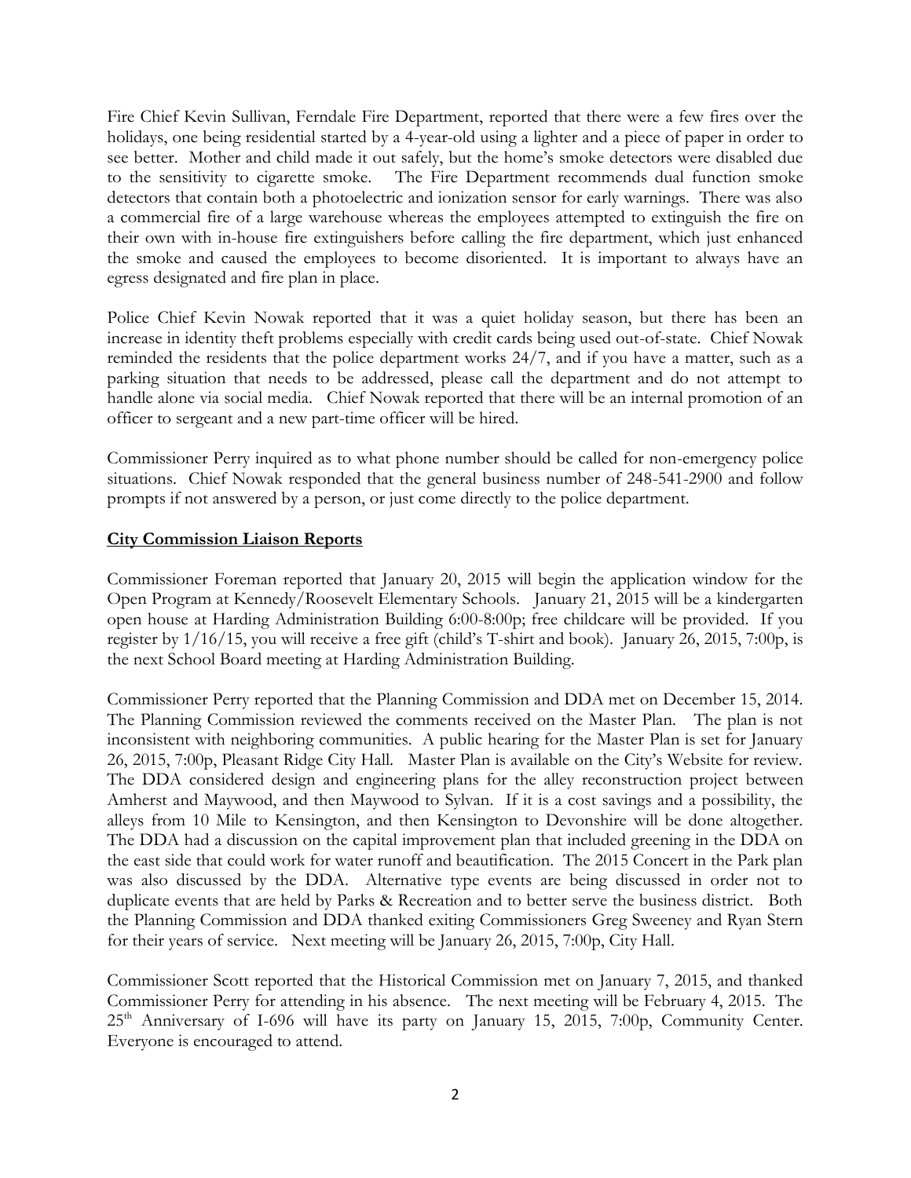Fire Chief Kevin Sullivan, Ferndale Fire Department, reported that there were a few fires over the holidays, one being residential started by a 4-year-old using a lighter and a piece of paper in order to see better. Mother and child made it out safely, but the home's smoke detectors were disabled due to the sensitivity to cigarette smoke. The Fire Department recommends dual function smoke detectors that contain both a photoelectric and ionization sensor for early warnings. There was also a commercial fire of a large warehouse whereas the employees attempted to extinguish the fire on their own with in-house fire extinguishers before calling the fire department, which just enhanced the smoke and caused the employees to become disoriented. It is important to always have an egress designated and fire plan in place.

Police Chief Kevin Nowak reported that it was a quiet holiday season, but there has been an increase in identity theft problems especially with credit cards being used out-of-state. Chief Nowak reminded the residents that the police department works 24/7, and if you have a matter, such as a parking situation that needs to be addressed, please call the department and do not attempt to handle alone via social media. Chief Nowak reported that there will be an internal promotion of an officer to sergeant and a new part-time officer will be hired.

Commissioner Perry inquired as to what phone number should be called for non-emergency police situations. Chief Nowak responded that the general business number of 248-541-2900 and follow prompts if not answered by a person, or just come directly to the police department.

**City Commission Liaison Reports**

Commissioner Foreman reported that January 20, 2015 will begin the application window for the Open Program at Kennedy/Roosevelt Elementary Schools. January 21, 2015 will be a kindergarten open house at Harding Administration Building 6:00-8:00p; free childcare will be provided. If you register by 1/16/15, you will receive a free gift (child's T-shirt and book). January 26, 2015, 7:00p, is the next School Board meeting at Harding Administration Building.

Commissioner Perry reported that the Planning Commission and DDA met on December 15, 2014. The Planning Commission reviewed the comments received on the Master Plan. The plan is not inconsistent with neighboring communities. A public hearing for the Master Plan is set for January 26, 2015, 7:00p, Pleasant Ridge City Hall. Master Plan is available on the City's Website for review. The DDA considered design and engineering plans for the alley reconstruction project between Amherst and Maywood, and then Maywood to Sylvan. If it is a cost savings and a possibility, the alleys from 10 Mile to Kensington, and then Kensington to Devonshire will be done altogether. The DDA had a discussion on the capital improvement plan that included greening in the DDA on the east side that could work for water runoff and beautification. The 2015 Concert in the Park plan was also discussed by the DDA. Alternative type events are being discussed in order not to duplicate events that are held by Parks & Recreation and to better serve the business district. Both the Planning Commission and DDA thanked exiting Commissioners Greg Sweeney and Ryan Stern for their years of service. Next meeting will be January 26, 2015, 7:00p, City Hall.

Commissioner Scott reported that the Historical Commission met on January 7, 2015, and thanked Commissioner Perry for attending in his absence. The next meeting will be February 4, 2015. The 25th Anniversary of I-696 will have its party on January 15, 2015, 7:00p, Community Center. Everyone is encouraged to attend.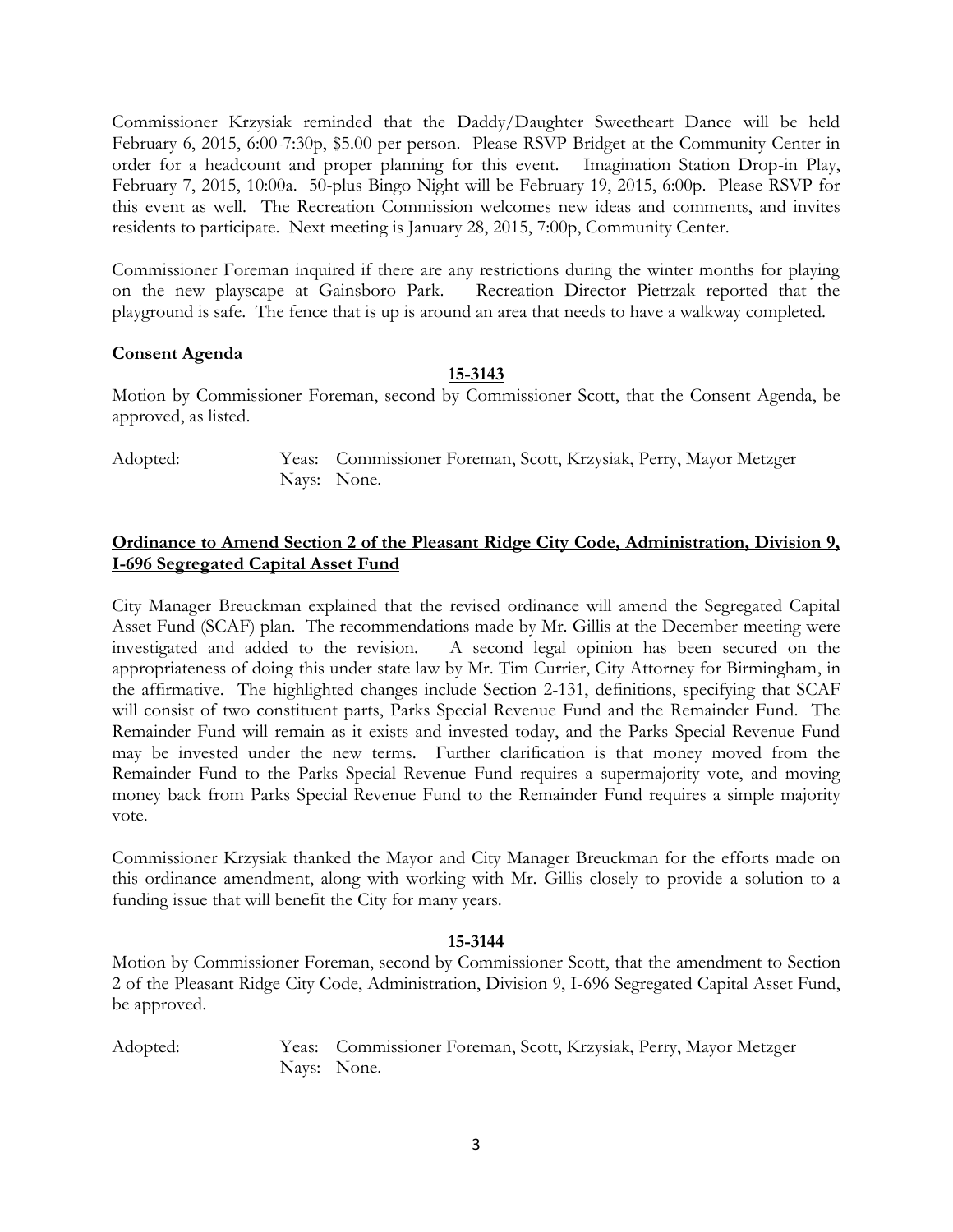Commissioner Krzysiak reminded that the Daddy/Daughter Sweetheart Dance will be held February 6, 2015, 6:00-7:30p, $5.00 per person. Please RSVP Bridget at the Community Center in order for a headcount and proper planning for this event. Imagination Station Drop-in Play, February 7, 2015, 10:00a. 50-plus Bingo Night will be February 19, 2015, 6:00p. Please RSVP for this event as well. The Recreation Commission welcomes new ideas and comments, and invites residents to participate. Next meeting is January 28, 2015, 7:00p, Community Center.

Commissioner Foreman inquired if there are any restrictions during the winter months for playing on the new playscape at Gainsboro Park. Recreation Director Pietrzak reported that the playground is safe. The fence that is up is around an area that needs to have a walkway completed.

**Consent Agenda**

**15-3143**

Motion by Commissioner Foreman, second by Commissioner Scott, that the Consent Agenda, be approved, as listed.

Adopted: Yeas: Commissioner Foreman, Scott, Krzysiak, Perry, Mayor Metzger
Nays: None.

**Ordinance to Amend Section 2 of the Pleasant Ridge City Code, Administration, Division 9, I-696 Segregated Capital Asset Fund**

City Manager Breuckman explained that the revised ordinance will amend the Segregated Capital Asset Fund (SCAF) plan. The recommendations made by Mr. Gillis at the December meeting were investigated and added to the revision. A second legal opinion has been secured on the appropriateness of doing this under state law by Mr. Tim Currier, City Attorney for Birmingham, in the affirmative. The highlighted changes include Section 2-131, definitions, specifying that SCAF will consist of two constituent parts, Parks Special Revenue Fund and the Remainder Fund. The Remainder Fund will remain as it exists and invested today, and the Parks Special Revenue Fund may be invested under the new terms. Further clarification is that money moved from the Remainder Fund to the Parks Special Revenue Fund requires a supermajority vote, and moving money back from Parks Special Revenue Fund to the Remainder Fund requires a simple majority vote.

Commissioner Krzysiak thanked the Mayor and City Manager Breuckman for the efforts made on this ordinance amendment, along with working with Mr. Gillis closely to provide a solution to a funding issue that will benefit the City for many years.

**15-3144**

Motion by Commissioner Foreman, second by Commissioner Scott, that the amendment to Section 2 of the Pleasant Ridge City Code, Administration, Division 9, I-696 Segregated Capital Asset Fund, be approved.

Adopted: Yeas: Commissioner Foreman, Scott, Krzysiak, Perry, Mayor Metzger
Nays: None.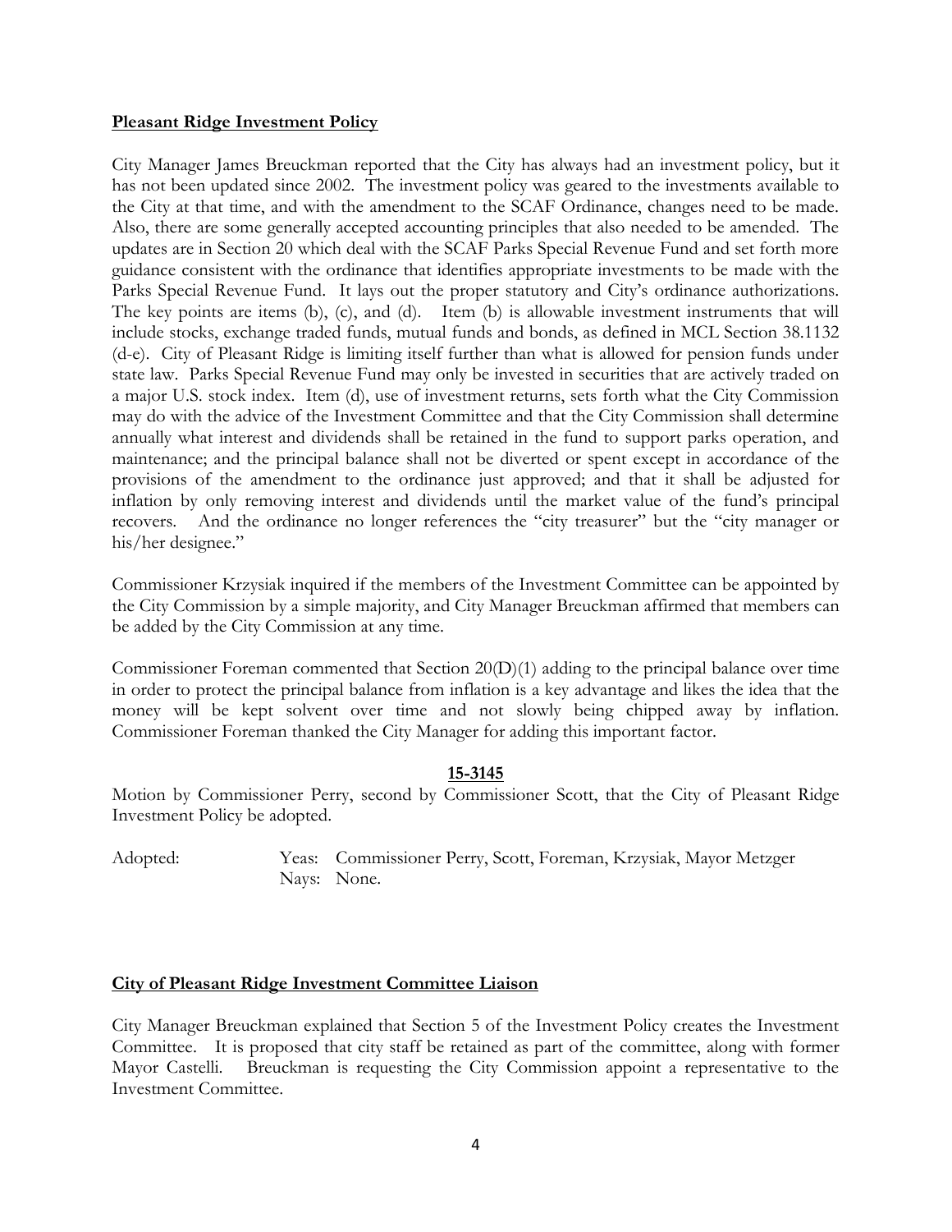**Pleasant Ridge Investment Policy**

City Manager James Breuckman reported that the City has always had an investment policy, but it has not been updated since 2002. The investment policy was geared to the investments available to the City at that time, and with the amendment to the SCAF Ordinance, changes need to be made. Also, there are some generally accepted accounting principles that also needed to be amended. The updates are in Section 20 which deal with the SCAF Parks Special Revenue Fund and set forth more guidance consistent with the ordinance that identifies appropriate investments to be made with the Parks Special Revenue Fund. It lays out the proper statutory and City's ordinance authorizations. The key points are items (b), (c), and (d). Item (b) is allowable investment instruments that will include stocks, exchange traded funds, mutual funds and bonds, as defined in MCL Section 38.1132 (d-e). City of Pleasant Ridge is limiting itself further than what is allowed for pension funds under state law. Parks Special Revenue Fund may only be invested in securities that are actively traded on a major U.S. stock index. Item (d), use of investment returns, sets forth what the City Commission may do with the advice of the Investment Committee and that the City Commission shall determine annually what interest and dividends shall be retained in the fund to support parks operation, and maintenance; and the principal balance shall not be diverted or spent except in accordance of the provisions of the amendment to the ordinance just approved; and that it shall be adjusted for inflation by only removing interest and dividends until the market value of the fund's principal recovers. And the ordinance no longer references the "city treasurer" but the "city manager or his/her designee."

Commissioner Krzysiak inquired if the members of the Investment Committee can be appointed by the City Commission by a simple majority, and City Manager Breuckman affirmed that members can be added by the City Commission at any time.

Commissioner Foreman commented that Section 20(D)(1) adding to the principal balance over time in order to protect the principal balance from inflation is a key advantage and likes the idea that the money will be kept solvent over time and not slowly being chipped away by inflation. Commissioner Foreman thanked the City Manager for adding this important factor.

**15-3145**

Motion by Commissioner Perry, second by Commissioner Scott, that the City of Pleasant Ridge Investment Policy be adopted.

Adopted: Yeas: Commissioner Perry, Scott, Foreman, Krzysiak, Mayor Metzger
Nays: None.

**City of Pleasant Ridge Investment Committee Liaison**

City Manager Breuckman explained that Section 5 of the Investment Policy creates the Investment Committee. It is proposed that city staff be retained as part of the committee, along with former Mayor Castelli. Breuckman is requesting the City Commission appoint a representative to the Investment Committee.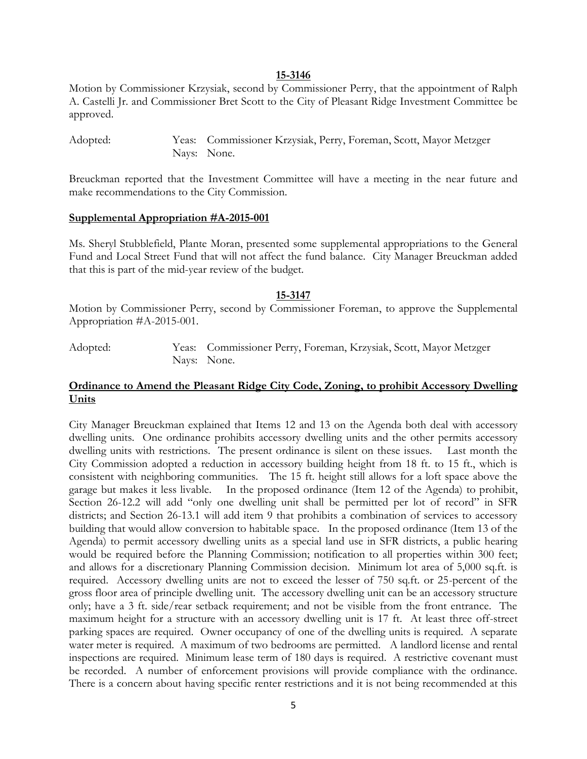**15-3146**

Motion by Commissioner Krzysiak, second by Commissioner Perry, that the appointment of Ralph A. Castelli Jr. and Commissioner Bret Scott to the City of Pleasant Ridge Investment Committee be approved.

Adopted: Yeas: Commissioner Krzysiak, Perry, Foreman, Scott, Mayor Metzger
Nays: None.

Breuckman reported that the Investment Committee will have a meeting in the near future and make recommendations to the City Commission.

**Supplemental Appropriation #A-2015-001**

Ms. Sheryl Stubblefield, Plante Moran, presented some supplemental appropriations to the General Fund and Local Street Fund that will not affect the fund balance. City Manager Breuckman added that this is part of the mid-year review of the budget.

**15-3147**

Motion by Commissioner Perry, second by Commissioner Foreman, to approve the Supplemental Appropriation #A-2015-001.

Adopted: Yeas: Commissioner Perry, Foreman, Krzysiak, Scott, Mayor Metzger
Nays: None.

**Ordinance to Amend the Pleasant Ridge City Code, Zoning, to prohibit Accessory Dwelling Units**

City Manager Breuckman explained that Items 12 and 13 on the Agenda both deal with accessory dwelling units. One ordinance prohibits accessory dwelling units and the other permits accessory dwelling units with restrictions. The present ordinance is silent on these issues. Last month the City Commission adopted a reduction in accessory building height from 18 ft. to 15 ft., which is consistent with neighboring communities. The 15 ft. height still allows for a loft space above the garage but makes it less livable. In the proposed ordinance (Item 12 of the Agenda) to prohibit, Section 26-12.2 will add "only one dwelling unit shall be permitted per lot of record" in SFR districts; and Section 26-13.1 will add item 9 that prohibits a combination of services to accessory building that would allow conversion to habitable space. In the proposed ordinance (Item 13 of the Agenda) to permit accessory dwelling units as a special land use in SFR districts, a public hearing would be required before the Planning Commission; notification to all properties within 300 feet; and allows for a discretionary Planning Commission decision. Minimum lot area of 5,000 sq.ft. is required. Accessory dwelling units are not to exceed the lesser of 750 sq.ft. or 25-percent of the gross floor area of principle dwelling unit. The accessory dwelling unit can be an accessory structure only; have a 3 ft. side/rear setback requirement; and not be visible from the front entrance. The maximum height for a structure with an accessory dwelling unit is 17 ft. At least three off-street parking spaces are required. Owner occupancy of one of the dwelling units is required. A separate water meter is required. A maximum of two bedrooms are permitted. A landlord license and rental inspections are required. Minimum lease term of 180 days is required. A restrictive covenant must be recorded. A number of enforcement provisions will provide compliance with the ordinance. There is a concern about having specific renter restrictions and it is not being recommended at this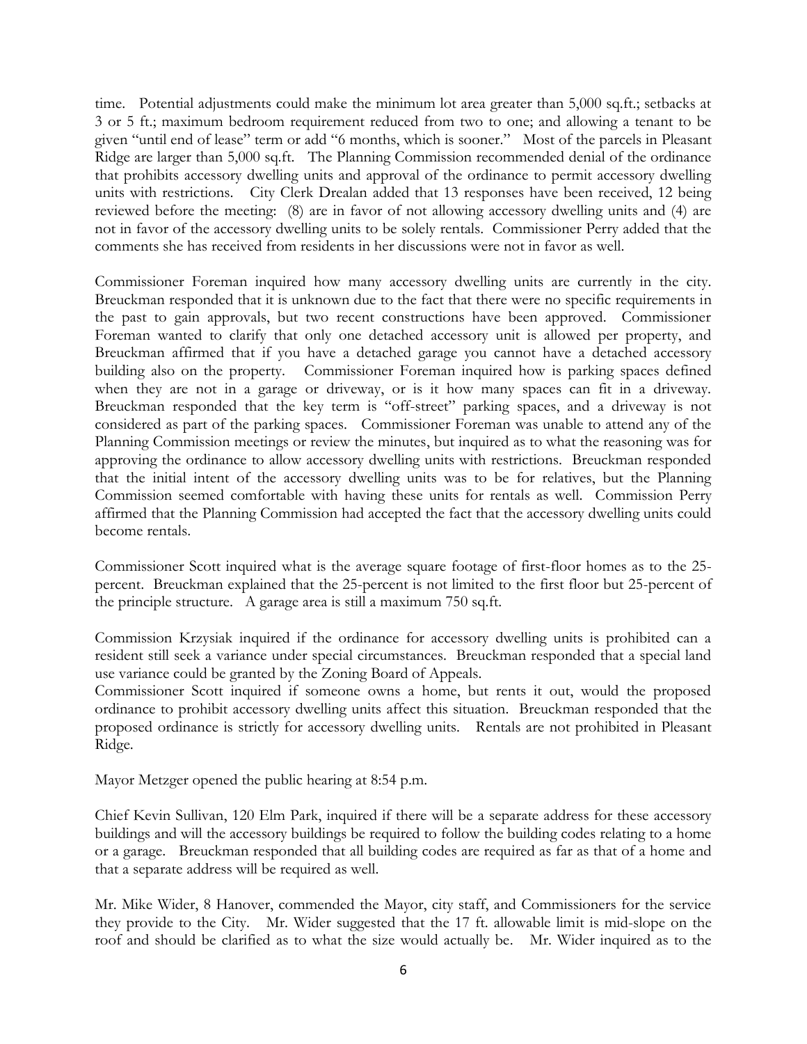time. Potential adjustments could make the minimum lot area greater than 5,000 sq.ft.; setbacks at 3 or 5 ft.; maximum bedroom requirement reduced from two to one; and allowing a tenant to be given "until end of lease" term or add "6 months, which is sooner." Most of the parcels in Pleasant Ridge are larger than 5,000 sq.ft. The Planning Commission recommended denial of the ordinance that prohibits accessory dwelling units and approval of the ordinance to permit accessory dwelling units with restrictions. City Clerk Drealan added that 13 responses have been received, 12 being reviewed before the meeting: (8) are in favor of not allowing accessory dwelling units and (4) are not in favor of the accessory dwelling units to be solely rentals. Commissioner Perry added that the comments she has received from residents in her discussions were not in favor as well.

Commissioner Foreman inquired how many accessory dwelling units are currently in the city. Breuckman responded that it is unknown due to the fact that there were no specific requirements in the past to gain approvals, but two recent constructions have been approved. Commissioner Foreman wanted to clarify that only one detached accessory unit is allowed per property, and Breuckman affirmed that if you have a detached garage you cannot have a detached accessory building also on the property. Commissioner Foreman inquired how is parking spaces defined when they are not in a garage or driveway, or is it how many spaces can fit in a driveway. Breuckman responded that the key term is "off-street" parking spaces, and a driveway is not considered as part of the parking spaces. Commissioner Foreman was unable to attend any of the Planning Commission meetings or review the minutes, but inquired as to what the reasoning was for approving the ordinance to allow accessory dwelling units with restrictions. Breuckman responded that the initial intent of the accessory dwelling units was to be for relatives, but the Planning Commission seemed comfortable with having these units for rentals as well. Commission Perry affirmed that the Planning Commission had accepted the fact that the accessory dwelling units could become rentals.

Commissioner Scott inquired what is the average square footage of first-floor homes as to the 25-percent. Breuckman explained that the 25-percent is not limited to the first floor but 25-percent of the principle structure. A garage area is still a maximum 750 sq.ft.

Commission Krzysiak inquired if the ordinance for accessory dwelling units is prohibited can a resident still seek a variance under special circumstances. Breuckman responded that a special land use variance could be granted by the Zoning Board of Appeals.
Commissioner Scott inquired if someone owns a home, but rents it out, would the proposed ordinance to prohibit accessory dwelling units affect this situation. Breuckman responded that the proposed ordinance is strictly for accessory dwelling units. Rentals are not prohibited in Pleasant Ridge.

Mayor Metzger opened the public hearing at 8:54 p.m.

Chief Kevin Sullivan, 120 Elm Park, inquired if there will be a separate address for these accessory buildings and will the accessory buildings be required to follow the building codes relating to a home or a garage. Breuckman responded that all building codes are required as far as that of a home and that a separate address will be required as well.

Mr. Mike Wider, 8 Hanover, commended the Mayor, city staff, and Commissioners for the service they provide to the City. Mr. Wider suggested that the 17 ft. allowable limit is mid-slope on the roof and should be clarified as to what the size would actually be. Mr. Wider inquired as to the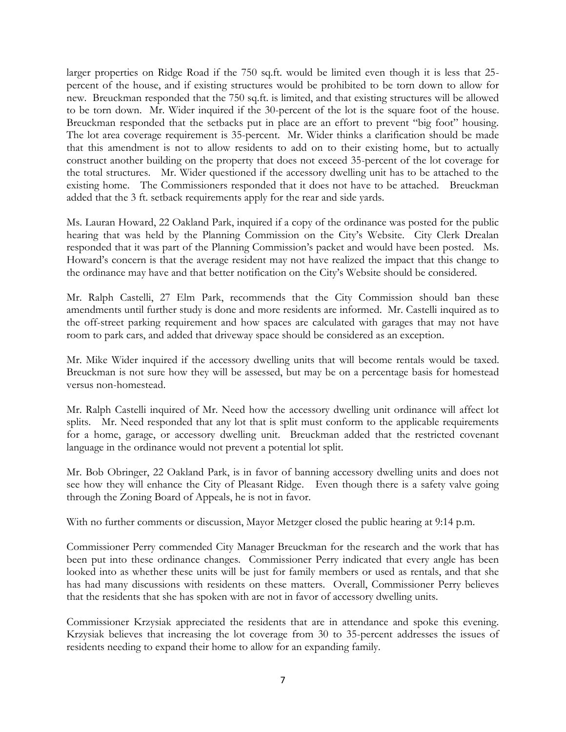larger properties on Ridge Road if the 750 sq.ft. would be limited even though it is less that 25-percent of the house, and if existing structures would be prohibited to be torn down to allow for new. Breuckman responded that the 750 sq.ft. is limited, and that existing structures will be allowed to be torn down. Mr. Wider inquired if the 30-percent of the lot is the square foot of the house. Breuckman responded that the setbacks put in place are an effort to prevent "big foot" housing. The lot area coverage requirement is 35-percent. Mr. Wider thinks a clarification should be made that this amendment is not to allow residents to add on to their existing home, but to actually construct another building on the property that does not exceed 35-percent of the lot coverage for the total structures. Mr. Wider questioned if the accessory dwelling unit has to be attached to the existing home. The Commissioners responded that it does not have to be attached. Breuckman added that the 3 ft. setback requirements apply for the rear and side yards.

Ms. Lauran Howard, 22 Oakland Park, inquired if a copy of the ordinance was posted for the public hearing that was held by the Planning Commission on the City's Website. City Clerk Drealan responded that it was part of the Planning Commission's packet and would have been posted. Ms. Howard's concern is that the average resident may not have realized the impact that this change to the ordinance may have and that better notification on the City's Website should be considered.

Mr. Ralph Castelli, 27 Elm Park, recommends that the City Commission should ban these amendments until further study is done and more residents are informed. Mr. Castelli inquired as to the off-street parking requirement and how spaces are calculated with garages that may not have room to park cars, and added that driveway space should be considered as an exception.

Mr. Mike Wider inquired if the accessory dwelling units that will become rentals would be taxed. Breuckman is not sure how they will be assessed, but may be on a percentage basis for homestead versus non-homestead.

Mr. Ralph Castelli inquired of Mr. Need how the accessory dwelling unit ordinance will affect lot splits. Mr. Need responded that any lot that is split must conform to the applicable requirements for a home, garage, or accessory dwelling unit. Breuckman added that the restricted covenant language in the ordinance would not prevent a potential lot split.

Mr. Bob Obringer, 22 Oakland Park, is in favor of banning accessory dwelling units and does not see how they will enhance the City of Pleasant Ridge. Even though there is a safety valve going through the Zoning Board of Appeals, he is not in favor.

With no further comments or discussion, Mayor Metzger closed the public hearing at 9:14 p.m.

Commissioner Perry commended City Manager Breuckman for the research and the work that has been put into these ordinance changes. Commissioner Perry indicated that every angle has been looked into as whether these units will be just for family members or used as rentals, and that she has had many discussions with residents on these matters. Overall, Commissioner Perry believes that the residents that she has spoken with are not in favor of accessory dwelling units.

Commissioner Krzysiak appreciated the residents that are in attendance and spoke this evening. Krzysiak believes that increasing the lot coverage from 30 to 35-percent addresses the issues of residents needing to expand their home to allow for an expanding family.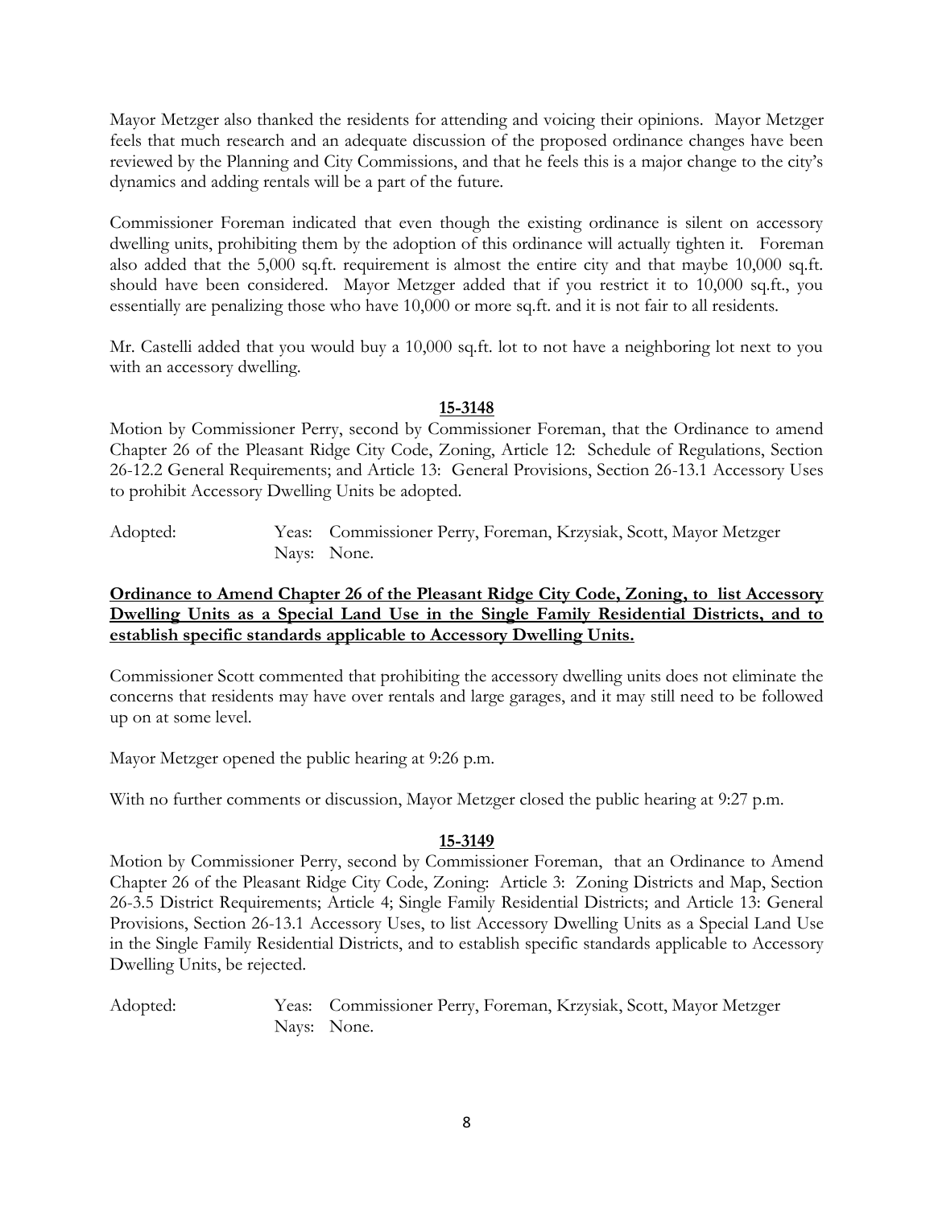Mayor Metzger also thanked the residents for attending and voicing their opinions. Mayor Metzger feels that much research and an adequate discussion of the proposed ordinance changes have been reviewed by the Planning and City Commissions, and that he feels this is a major change to the city's dynamics and adding rentals will be a part of the future.

Commissioner Foreman indicated that even though the existing ordinance is silent on accessory dwelling units, prohibiting them by the adoption of this ordinance will actually tighten it. Foreman also added that the 5,000 sq.ft. requirement is almost the entire city and that maybe 10,000 sq.ft. should have been considered. Mayor Metzger added that if you restrict it to 10,000 sq.ft., you essentially are penalizing those who have 10,000 or more sq.ft. and it is not fair to all residents.

Mr. Castelli added that you would buy a 10,000 sq.ft. lot to not have a neighboring lot next to you with an accessory dwelling.

**15-3148**

Motion by Commissioner Perry, second by Commissioner Foreman, that the Ordinance to amend Chapter 26 of the Pleasant Ridge City Code, Zoning, Article 12: Schedule of Regulations, Section 26-12.2 General Requirements; and Article 13: General Provisions, Section 26-13.1 Accessory Uses to prohibit Accessory Dwelling Units be adopted.

Adopted: Yeas: Commissioner Perry, Foreman, Krzysiak, Scott, Mayor Metzger
Nays: None.

**Ordinance to Amend Chapter 26 of the Pleasant Ridge City Code, Zoning, to list Accessory Dwelling Units as a Special Land Use in the Single Family Residential Districts, and to establish specific standards applicable to Accessory Dwelling Units.**

Commissioner Scott commented that prohibiting the accessory dwelling units does not eliminate the concerns that residents may have over rentals and large garages, and it may still need to be followed up on at some level.

Mayor Metzger opened the public hearing at 9:26 p.m.

With no further comments or discussion, Mayor Metzger closed the public hearing at 9:27 p.m.

**15-3149**

Motion by Commissioner Perry, second by Commissioner Foreman, that an Ordinance to Amend Chapter 26 of the Pleasant Ridge City Code, Zoning: Article 3: Zoning Districts and Map, Section 26-3.5 District Requirements; Article 4; Single Family Residential Districts; and Article 13: General Provisions, Section 26-13.1 Accessory Uses, to list Accessory Dwelling Units as a Special Land Use in the Single Family Residential Districts, and to establish specific standards applicable to Accessory Dwelling Units, be rejected.

Adopted: Yeas: Commissioner Perry, Foreman, Krzysiak, Scott, Mayor Metzger
Nays: None.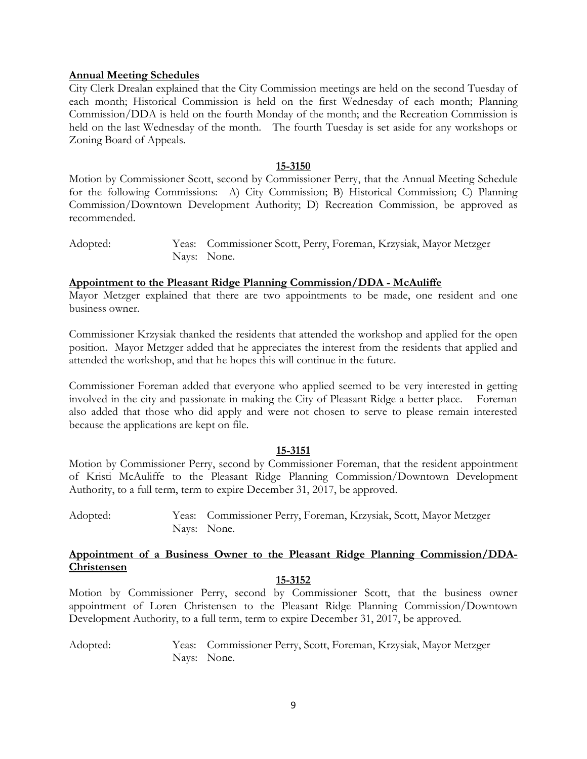**Annual Meeting Schedules**

City Clerk Drealan explained that the City Commission meetings are held on the second Tuesday of each month; Historical Commission is held on the first Wednesday of each month; Planning Commission/DDA is held on the fourth Monday of the month; and the Recreation Commission is held on the last Wednesday of the month. The fourth Tuesday is set aside for any workshops or Zoning Board of Appeals.

**15-3150**

Motion by Commissioner Scott, second by Commissioner Perry, that the Annual Meeting Schedule for the following Commissions: A) City Commission; B) Historical Commission; C) Planning Commission/Downtown Development Authority; D) Recreation Commission, be approved as recommended.

Adopted: Yeas: Commissioner Scott, Perry, Foreman, Krzysiak, Mayor Metzger
Nays: None.

**Appointment to the Pleasant Ridge Planning Commission/DDA - McAuliffe**

Mayor Metzger explained that there are two appointments to be made, one resident and one business owner.

Commissioner Krzysiak thanked the residents that attended the workshop and applied for the open position. Mayor Metzger added that he appreciates the interest from the residents that applied and attended the workshop, and that he hopes this will continue in the future.

Commissioner Foreman added that everyone who applied seemed to be very interested in getting involved in the city and passionate in making the City of Pleasant Ridge a better place. Foreman also added that those who did apply and were not chosen to serve to please remain interested because the applications are kept on file.

**15-3151**

Motion by Commissioner Perry, second by Commissioner Foreman, that the resident appointment of Kristi McAuliffe to the Pleasant Ridge Planning Commission/Downtown Development Authority, to a full term, term to expire December 31, 2017, be approved.

Adopted: Yeas: Commissioner Perry, Foreman, Krzysiak, Scott, Mayor Metzger
Nays: None.

**Appointment of a Business Owner to the Pleasant Ridge Planning Commission/DDA-Christensen**

**15-3152**

Motion by Commissioner Perry, second by Commissioner Scott, that the business owner appointment of Loren Christensen to the Pleasant Ridge Planning Commission/Downtown Development Authority, to a full term, term to expire December 31, 2017, be approved.

Adopted: Yeas: Commissioner Perry, Scott, Foreman, Krzysiak, Mayor Metzger
Nays: None.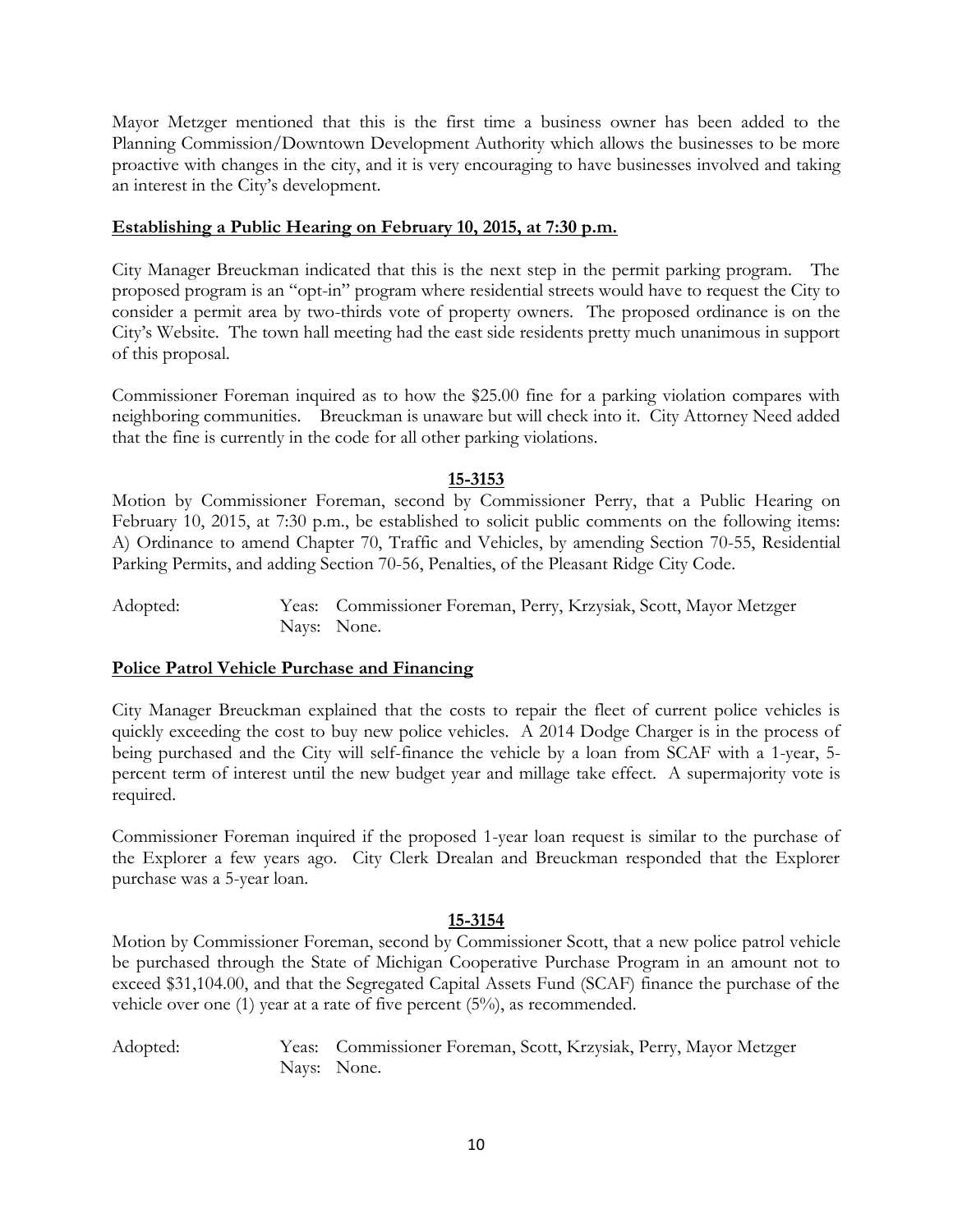Mayor Metzger mentioned that this is the first time a business owner has been added to the Planning Commission/Downtown Development Authority which allows the businesses to be more proactive with changes in the city, and it is very encouraging to have businesses involved and taking an interest in the City's development.

**Establishing a Public Hearing on February 10, 2015, at 7:30 p.m.**

City Manager Breuckman indicated that this is the next step in the permit parking program. The proposed program is an "opt-in" program where residential streets would have to request the City to consider a permit area by two-thirds vote of property owners. The proposed ordinance is on the City's Website. The town hall meeting had the east side residents pretty much unanimous in support of this proposal.

Commissioner Foreman inquired as to how the $25.00 fine for a parking violation compares with neighboring communities. Breuckman is unaware but will check into it. City Attorney Need added that the fine is currently in the code for all other parking violations.

**15-3153**

Motion by Commissioner Foreman, second by Commissioner Perry, that a Public Hearing on February 10, 2015, at 7:30 p.m., be established to solicit public comments on the following items: A) Ordinance to amend Chapter 70, Traffic and Vehicles, by amending Section 70-55, Residential Parking Permits, and adding Section 70-56, Penalties, of the Pleasant Ridge City Code.

Adopted: Yeas: Commissioner Foreman, Perry, Krzysiak, Scott, Mayor Metzger
Nays: None.

**Police Patrol Vehicle Purchase and Financing**

City Manager Breuckman explained that the costs to repair the fleet of current police vehicles is quickly exceeding the cost to buy new police vehicles. A 2014 Dodge Charger is in the process of being purchased and the City will self-finance the vehicle by a loan from SCAF with a 1-year, 5-percent term of interest until the new budget year and millage take effect. A supermajority vote is required.

Commissioner Foreman inquired if the proposed 1-year loan request is similar to the purchase of the Explorer a few years ago. City Clerk Drealan and Breuckman responded that the Explorer purchase was a 5-year loan.

**15-3154**

Motion by Commissioner Foreman, second by Commissioner Scott, that a new police patrol vehicle be purchased through the State of Michigan Cooperative Purchase Program in an amount not to exceed $31,104.00, and that the Segregated Capital Assets Fund (SCAF) finance the purchase of the vehicle over one (1) year at a rate of five percent (5%), as recommended.

Adopted: Yeas: Commissioner Foreman, Scott, Krzysiak, Perry, Mayor Metzger
Nays: None.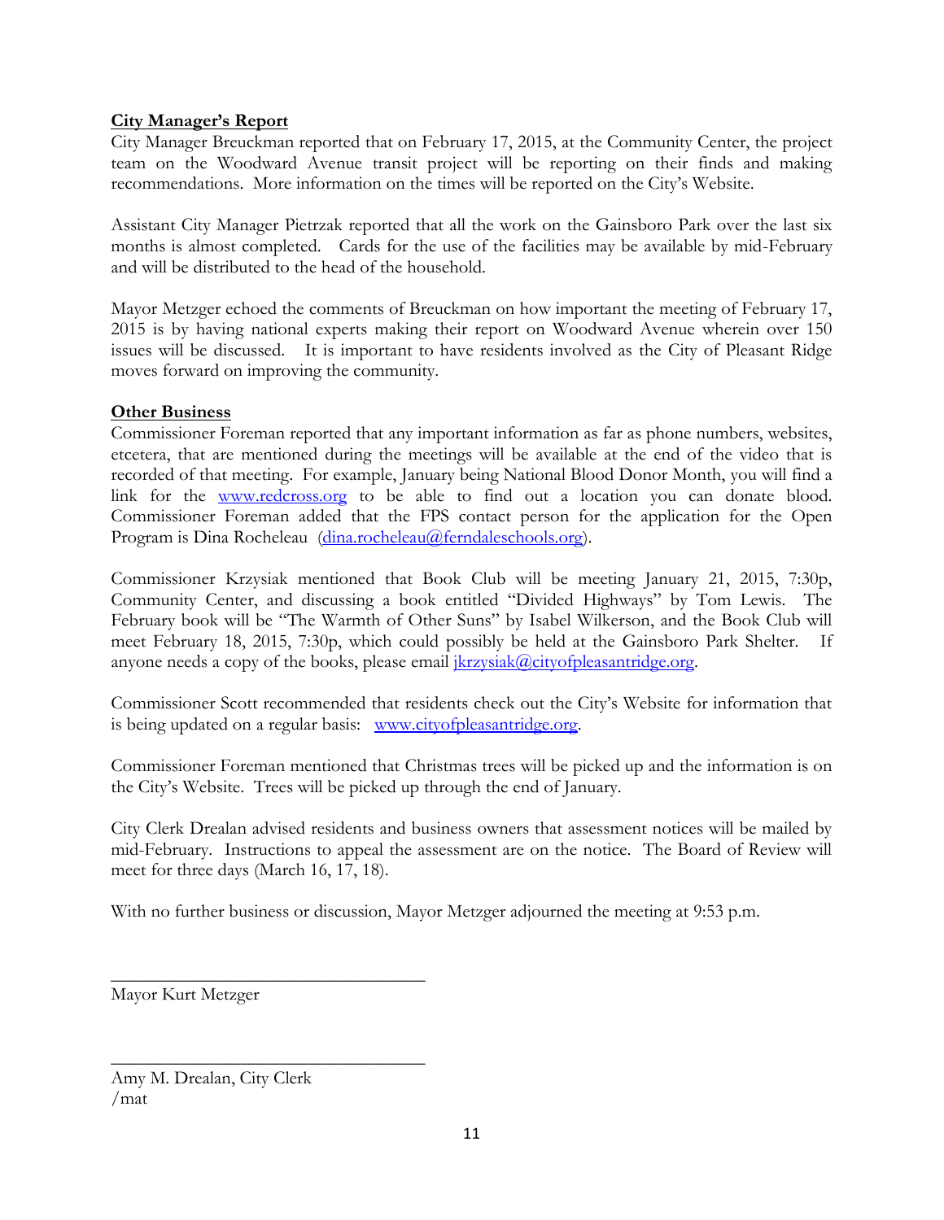**City Manager's Report**

City Manager Breuckman reported that on February 17, 2015, at the Community Center, the project team on the Woodward Avenue transit project will be reporting on their finds and making recommendations. More information on the times will be reported on the City's Website.

Assistant City Manager Pietrzak reported that all the work on the Gainsboro Park over the last six months is almost completed. Cards for the use of the facilities may be available by mid-February and will be distributed to the head of the household.

Mayor Metzger echoed the comments of Breuckman on how important the meeting of February 17, 2015 is by having national experts making their report on Woodward Avenue wherein over 150 issues will be discussed. It is important to have residents involved as the City of Pleasant Ridge moves forward on improving the community.

**Other Business**

Commissioner Foreman reported that any important information as far as phone numbers, websites, etcetera, that are mentioned during the meetings will be available at the end of the video that is recorded of that meeting. For example, January being National Blood Donor Month, you will find a link for the www.redcross.org to be able to find out a location you can donate blood. Commissioner Foreman added that the FPS contact person for the application for the Open Program is Dina Rocheleau (dina.rocheleau@ferndaleschools.org).

Commissioner Krzysiak mentioned that Book Club will be meeting January 21, 2015, 7:30p, Community Center, and discussing a book entitled "Divided Highways" by Tom Lewis. The February book will be "The Warmth of Other Suns" by Isabel Wilkerson, and the Book Club will meet February 18, 2015, 7:30p, which could possibly be held at the Gainsboro Park Shelter. If anyone needs a copy of the books, please email jkrzysiak@cityofpleasantridge.org.

Commissioner Scott recommended that residents check out the City's Website for information that is being updated on a regular basis: www.cityofpleasantridge.org.

Commissioner Foreman mentioned that Christmas trees will be picked up and the information is on the City's Website. Trees will be picked up through the end of January.

City Clerk Drealan advised residents and business owners that assessment notices will be mailed by mid-February. Instructions to appeal the assessment are on the notice. The Board of Review will meet for three days (March 16, 17, 18).

With no further business or discussion, Mayor Metzger adjourned the meeting at 9:53 p.m.

\_\_\_\_\_\_\_\_\_\_\_\_\_\_\_\_\_\_\_\_\_\_\_\_\_\_\_\_\_\_\_\_\_\_

Mayor Kurt Metzger

\_\_\_\_\_\_\_\_\_\_\_\_\_\_\_\_\_\_\_\_\_\_\_\_\_\_\_\_\_\_\_\_\_\_

Amy M. Drealan, City Clerk
/mat